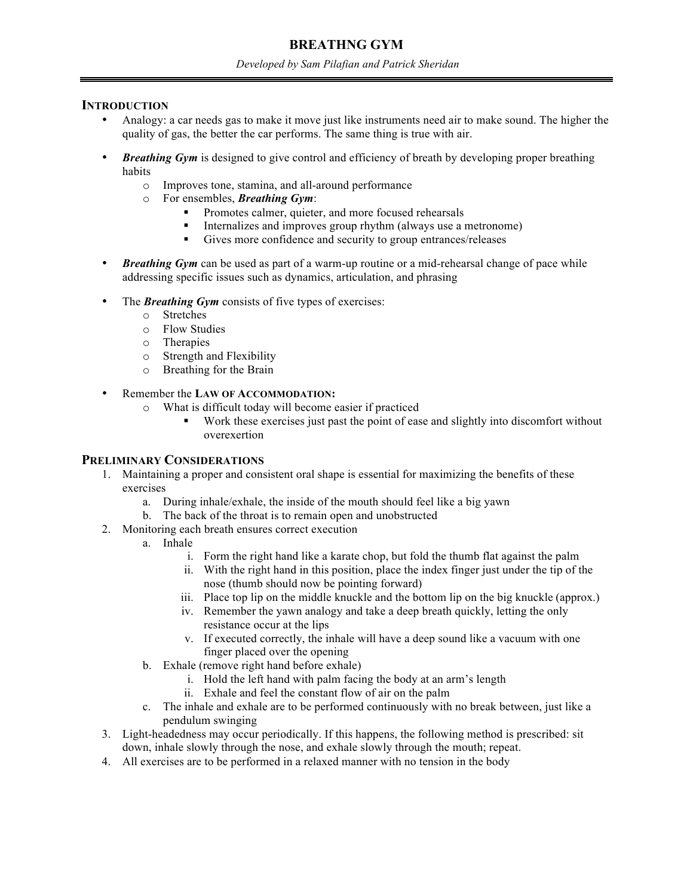# BREATHNG GYM

*Developed by Sam Pilafian and Patrick Sheridan*

## INTRODUCTION

- Analogy: a car needs gas to make it move just like instruments need air to make sound. The higher the quality of gas, the better the car performs. The same thing is true with air.

- ***Breathing Gym*** is designed to give control and efficiency of breath by developing proper breathing habits
  - Improves tone, stamina, and all-around performance
  - For ensembles, ***Breathing Gym***:
    - Promotes calmer, quieter, and more focused rehearsals
    - Internalizes and improves group rhythm (always use a metronome)
    - Gives more confidence and security to group entrances/releases

- ***Breathing Gym*** can be used as part of a warm-up routine or a mid-rehearsal change of pace while addressing specific issues such as dynamics, articulation, and phrasing

- The ***Breathing Gym*** consists of five types of exercises:
  - Stretches
  - Flow Studies
  - Therapies
  - Strength and Flexibility
  - Breathing for the Brain

- Remember the **LAW OF ACCOMMODATION:**
  - What is difficult today will become easier if practiced
    - Work these exercises just past the point of ease and slightly into discomfort without overexertion

## PRELIMINARY CONSIDERATIONS

1. Maintaining a proper and consistent oral shape is essential for maximizing the benefits of these exercises
   a. During inhale/exhale, the inside of the mouth should feel like a big yawn
   b. The back of the throat is to remain open and unobstructed
2. Monitoring each breath ensures correct execution
   a. Inhale
      i. Form the right hand like a karate chop, but fold the thumb flat against the palm
      ii. With the right hand in this position, place the index finger just under the tip of the nose (thumb should now be pointing forward)
      iii. Place top lip on the middle knuckle and the bottom lip on the big knuckle (approx.)
      iv. Remember the yawn analogy and take a deep breath quickly, letting the only resistance occur at the lips
      v. If executed correctly, the inhale will have a deep sound like a vacuum with one finger placed over the opening
   b. Exhale (remove right hand before exhale)
      i. Hold the left hand with palm facing the body at an arm's length
      ii. Exhale and feel the constant flow of air on the palm
   c. The inhale and exhale are to be performed continuously with no break between, just like a pendulum swinging
3. Light-headedness may occur periodically. If this happens, the following method is prescribed: sit down, inhale slowly through the nose, and exhale slowly through the mouth; repeat.
4. All exercises are to be performed in a relaxed manner with no tension in the body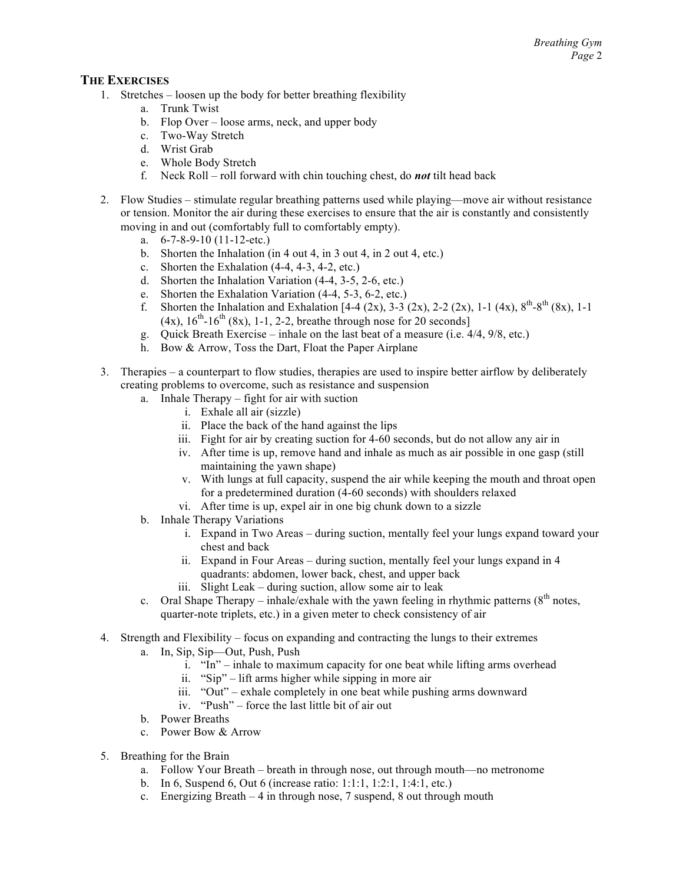## THE EXERCISES

1. Stretches – loosen up the body for better breathing flexibility
    a. Trunk Twist
    b. Flop Over – loose arms, neck, and upper body
    c. Two-Way Stretch
    d. Wrist Grab
    e. Whole Body Stretch
    f. Neck Roll – roll forward with chin touching chest, do ***not*** tilt head back

2. Flow Studies – stimulate regular breathing patterns used while playing—move air without resistance or tension. Monitor the air during these exercises to ensure that the air is constantly and consistently moving in and out (comfortably full to comfortably empty).
    a. 6-7-8-9-10 (11-12-etc.)
    b. Shorten the Inhalation (in 4 out 4, in 3 out 4, in 2 out 4, etc.)
    c. Shorten the Exhalation (4-4, 4-3, 4-2, etc.)
    d. Shorten the Inhalation Variation (4-4, 3-5, 2-6, etc.)
    e. Shorten the Exhalation Variation (4-4, 5-3, 6-2, etc.)
    f. Shorten the Inhalation and Exhalation [4-4 (2x), 3-3 (2x), 2-2 (2x), 1-1 (4x), 8th-8th (8x), 1-1 (4x), 16th-16th (8x), 1-1, 2-2, breathe through nose for 20 seconds]
    g. Quick Breath Exercise – inhale on the last beat of a measure (i.e. 4/4, 9/8, etc.)
    h. Bow & Arrow, Toss the Dart, Float the Paper Airplane

3. Therapies – a counterpart to flow studies, therapies are used to inspire better airflow by deliberately creating problems to overcome, such as resistance and suspension
    a. Inhale Therapy – fight for air with suction
        i. Exhale all air (sizzle)
        ii. Place the back of the hand against the lips
        iii. Fight for air by creating suction for 4-60 seconds, but do not allow any air in
        iv. After time is up, remove hand and inhale as much as air possible in one gasp (still maintaining the yawn shape)
        v. With lungs at full capacity, suspend the air while keeping the mouth and throat open for a predetermined duration (4-60 seconds) with shoulders relaxed
        vi. After time is up, expel air in one big chunk down to a sizzle
    b. Inhale Therapy Variations
        i. Expand in Two Areas – during suction, mentally feel your lungs expand toward your chest and back
        ii. Expand in Four Areas – during suction, mentally feel your lungs expand in 4 quadrants: abdomen, lower back, chest, and upper back
        iii. Slight Leak – during suction, allow some air to leak
    c. Oral Shape Therapy – inhale/exhale with the yawn feeling in rhythmic patterns (8th notes, quarter-note triplets, etc.) in a given meter to check consistency of air

4. Strength and Flexibility – focus on expanding and contracting the lungs to their extremes
    a. In, Sip, Sip—Out, Push, Push
        i. "In" – inhale to maximum capacity for one beat while lifting arms overhead
        ii. "Sip" – lift arms higher while sipping in more air
        iii. "Out" – exhale completely in one beat while pushing arms downward
        iv. "Push" – force the last little bit of air out
    b. Power Breaths
    c. Power Bow & Arrow

5. Breathing for the Brain
    a. Follow Your Breath – breath in through nose, out through mouth—no metronome
    b. In 6, Suspend 6, Out 6 (increase ratio: 1:1:1, 1:2:1, 1:4:1, etc.)
    c. Energizing Breath – 4 in through nose, 7 suspend, 8 out through mouth